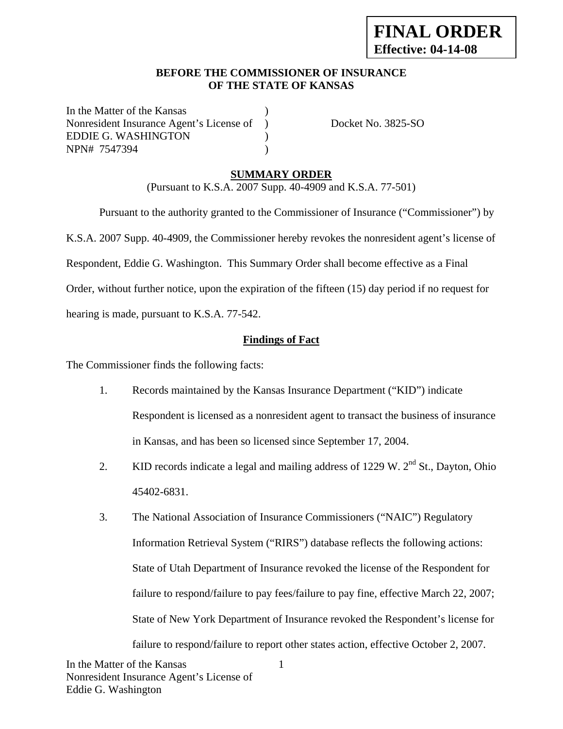**FINAL ORDER**
**Effective: 04-14-08**

**BEFORE THE COMMISSIONER OF INSURANCE**
**OF THE STATE OF KANSAS**

In the Matter of the Kansas )
Nonresident Insurance Agent's License of ) Docket No. 3825-SO
EDDIE G. WASHINGTON )
NPN# 7547394 )

## SUMMARY ORDER

(Pursuant to K.S.A. 2007 Supp. 40-4909 and K.S.A. 77-501)

Pursuant to the authority granted to the Commissioner of Insurance ("Commissioner") by K.S.A. 2007 Supp. 40-4909, the Commissioner hereby revokes the nonresident agent's license of Respondent, Eddie G. Washington. This Summary Order shall become effective as a Final Order, without further notice, upon the expiration of the fifteen (15) day period if no request for hearing is made, pursuant to K.S.A. 77-542.

### Findings of Fact

The Commissioner finds the following facts:

1. Records maintained by the Kansas Insurance Department ("KID") indicate Respondent is licensed as a nonresident agent to transact the business of insurance in Kansas, and has been so licensed since September 17, 2004.
2. KID records indicate a legal and mailing address of 1229 W. 2nd St., Dayton, Ohio 45402-6831.
3. The National Association of Insurance Commissioners ("NAIC") Regulatory Information Retrieval System ("RIRS") database reflects the following actions: State of Utah Department of Insurance revoked the license of the Respondent for failure to respond/failure to pay fees/failure to pay fine, effective March 22, 2007; State of New York Department of Insurance revoked the Respondent's license for failure to respond/failure to report other states action, effective October 2, 2007.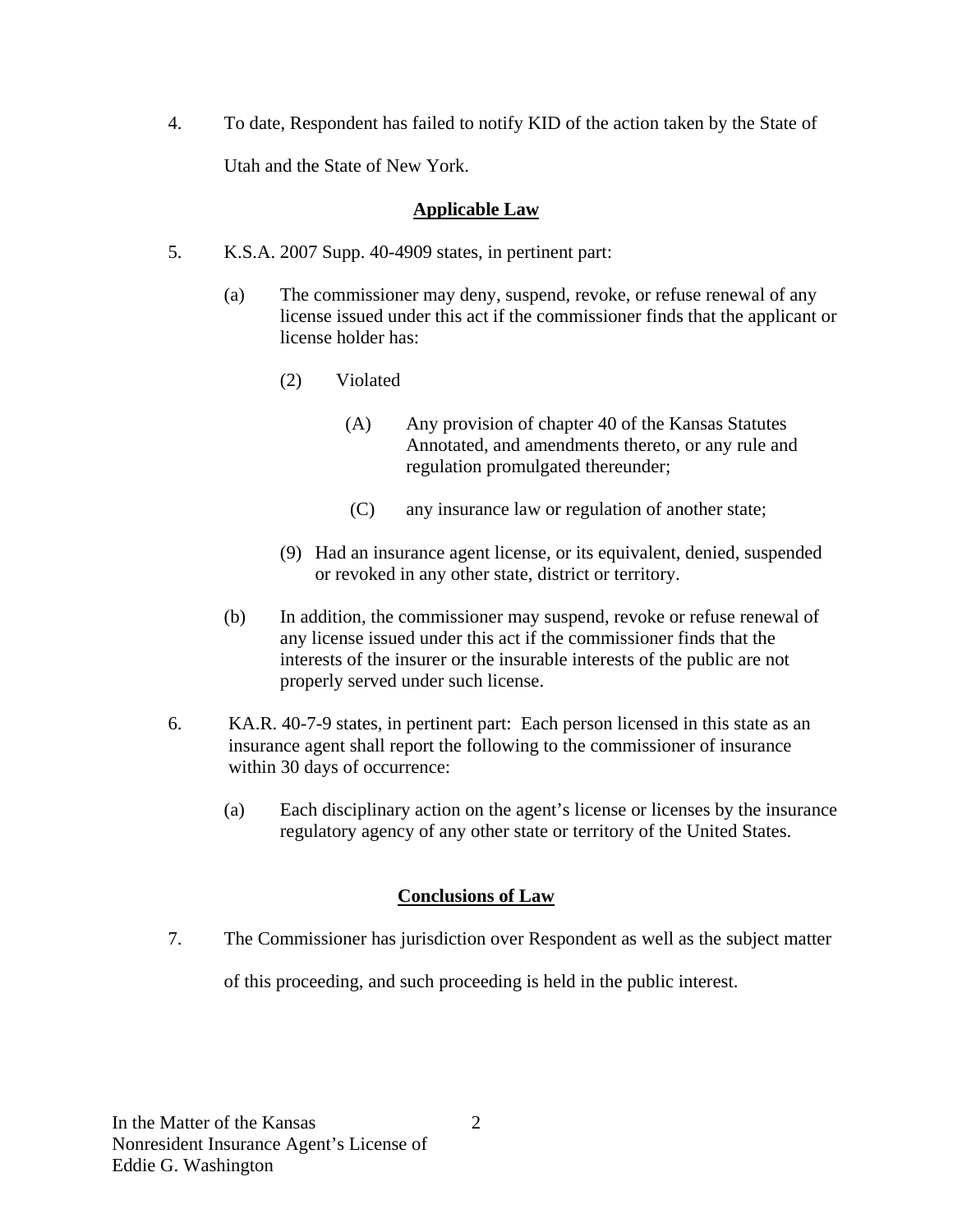4. To date, Respondent has failed to notify KID of the action taken by the State of Utah and the State of New York.

## Applicable Law

5. K.S.A. 2007 Supp. 40-4909 states, in pertinent part:

   (a) The commissioner may deny, suspend, revoke, or refuse renewal of any license issued under this act if the commissioner finds that the applicant or license holder has:

   (2) Violated

   (A) Any provision of chapter 40 of the Kansas Statutes Annotated, and amendments thereto, or any rule and regulation promulgated thereunder;

   (C) any insurance law or regulation of another state;

   (9) Had an insurance agent license, or its equivalent, denied, suspended or revoked in any other state, district or territory.

   (b) In addition, the commissioner may suspend, revoke or refuse renewal of any license issued under this act if the commissioner finds that the interests of the insurer or the insurable interests of the public are not properly served under such license.

6. KA.R. 40-7-9 states, in pertinent part: Each person licensed in this state as an insurance agent shall report the following to the commissioner of insurance within 30 days of occurrence:

   (a) Each disciplinary action on the agent's license or licenses by the insurance regulatory agency of any other state or territory of the United States.

## Conclusions of Law

7. The Commissioner has jurisdiction over Respondent as well as the subject matter of this proceeding, and such proceeding is held in the public interest.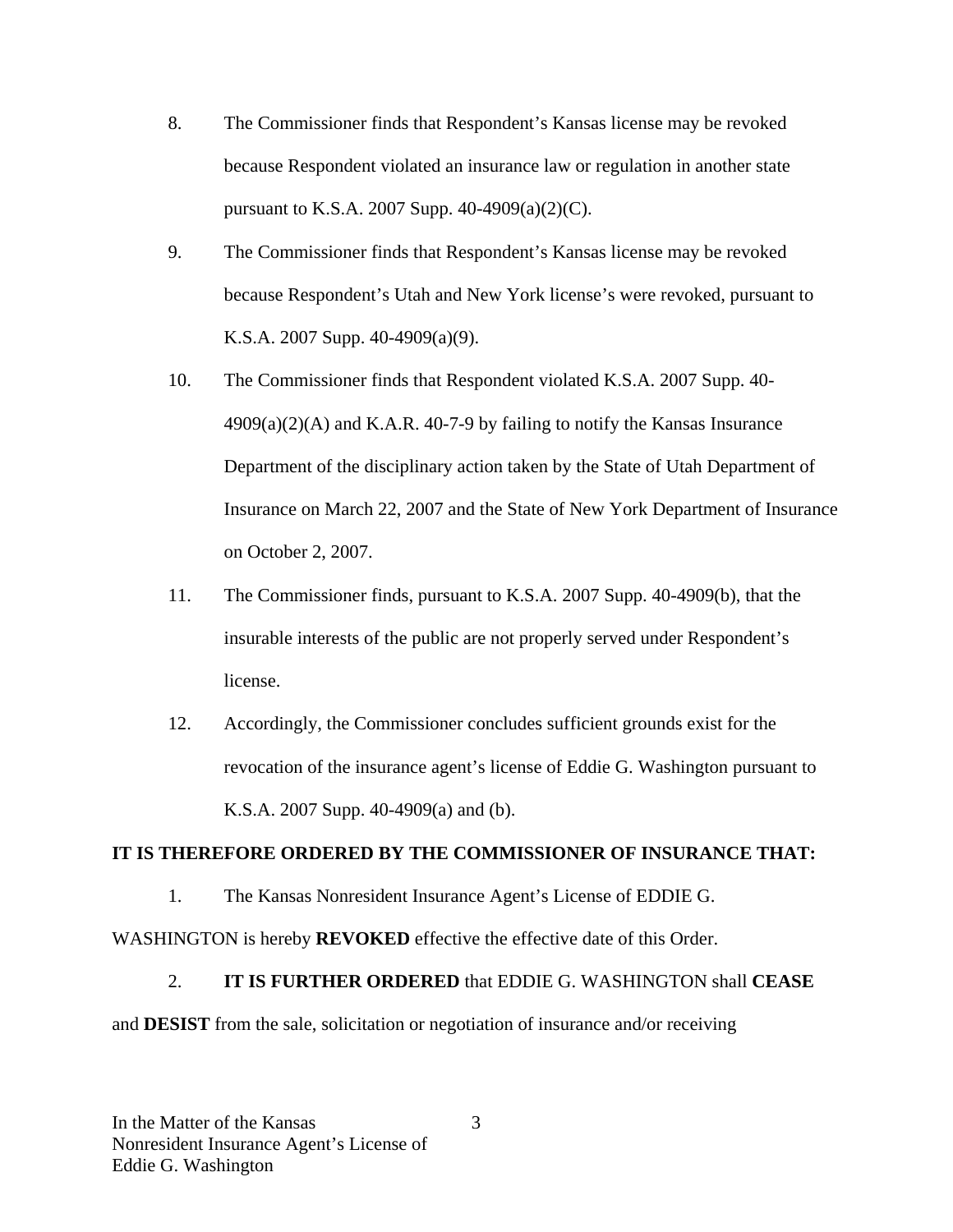8. The Commissioner finds that Respondent's Kansas license may be revoked because Respondent violated an insurance law or regulation in another state pursuant to K.S.A. 2007 Supp. 40-4909(a)(2)(C).

9. The Commissioner finds that Respondent's Kansas license may be revoked because Respondent's Utah and New York license's were revoked, pursuant to K.S.A. 2007 Supp. 40-4909(a)(9).

10. The Commissioner finds that Respondent violated K.S.A. 2007 Supp. 40-4909(a)(2)(A) and K.A.R. 40-7-9 by failing to notify the Kansas Insurance Department of the disciplinary action taken by the State of Utah Department of Insurance on March 22, 2007 and the State of New York Department of Insurance on October 2, 2007.

11. The Commissioner finds, pursuant to K.S.A. 2007 Supp. 40-4909(b), that the insurable interests of the public are not properly served under Respondent's license.

12. Accordingly, the Commissioner concludes sufficient grounds exist for the revocation of the insurance agent's license of Eddie G. Washington pursuant to K.S.A. 2007 Supp. 40-4909(a) and (b).

**IT IS THEREFORE ORDERED BY THE COMMISSIONER OF INSURANCE THAT:**

1. The Kansas Nonresident Insurance Agent's License of EDDIE G. WASHINGTON is hereby **REVOKED** effective the effective date of this Order.

2. **IT IS FURTHER ORDERED** that EDDIE G. WASHINGTON shall **CEASE** and **DESIST** from the sale, solicitation or negotiation of insurance and/or receiving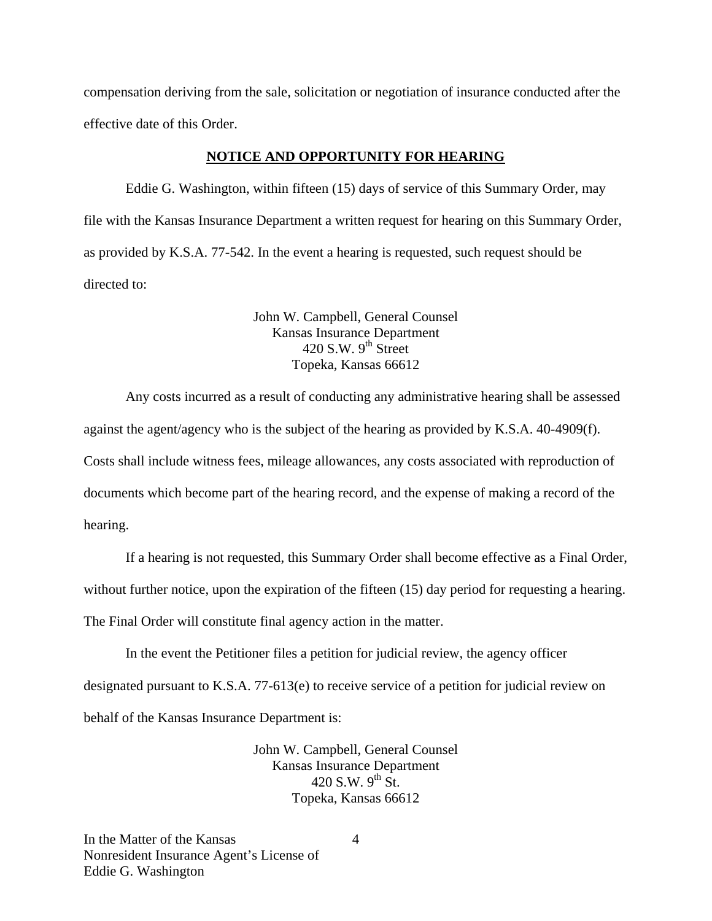compensation deriving from the sale, solicitation or negotiation of insurance conducted after the effective date of this Order.

**NOTICE AND OPPORTUNITY FOR HEARING**

Eddie G. Washington, within fifteen (15) days of service of this Summary Order, may file with the Kansas Insurance Department a written request for hearing on this Summary Order, as provided by K.S.A. 77-542. In the event a hearing is requested, such request should be directed to:

John W. Campbell, General Counsel  
Kansas Insurance Department  
420 S.W. 9th Street  
Topeka, Kansas 66612

Any costs incurred as a result of conducting any administrative hearing shall be assessed against the agent/agency who is the subject of the hearing as provided by K.S.A. 40-4909(f). Costs shall include witness fees, mileage allowances, any costs associated with reproduction of documents which become part of the hearing record, and the expense of making a record of the hearing.

If a hearing is not requested, this Summary Order shall become effective as a Final Order, without further notice, upon the expiration of the fifteen (15) day period for requesting a hearing. The Final Order will constitute final agency action in the matter.

In the event the Petitioner files a petition for judicial review, the agency officer designated pursuant to K.S.A. 77-613(e) to receive service of a petition for judicial review on behalf of the Kansas Insurance Department is:

John W. Campbell, General Counsel  
Kansas Insurance Department  
420 S.W. 9th St.  
Topeka, Kansas 66612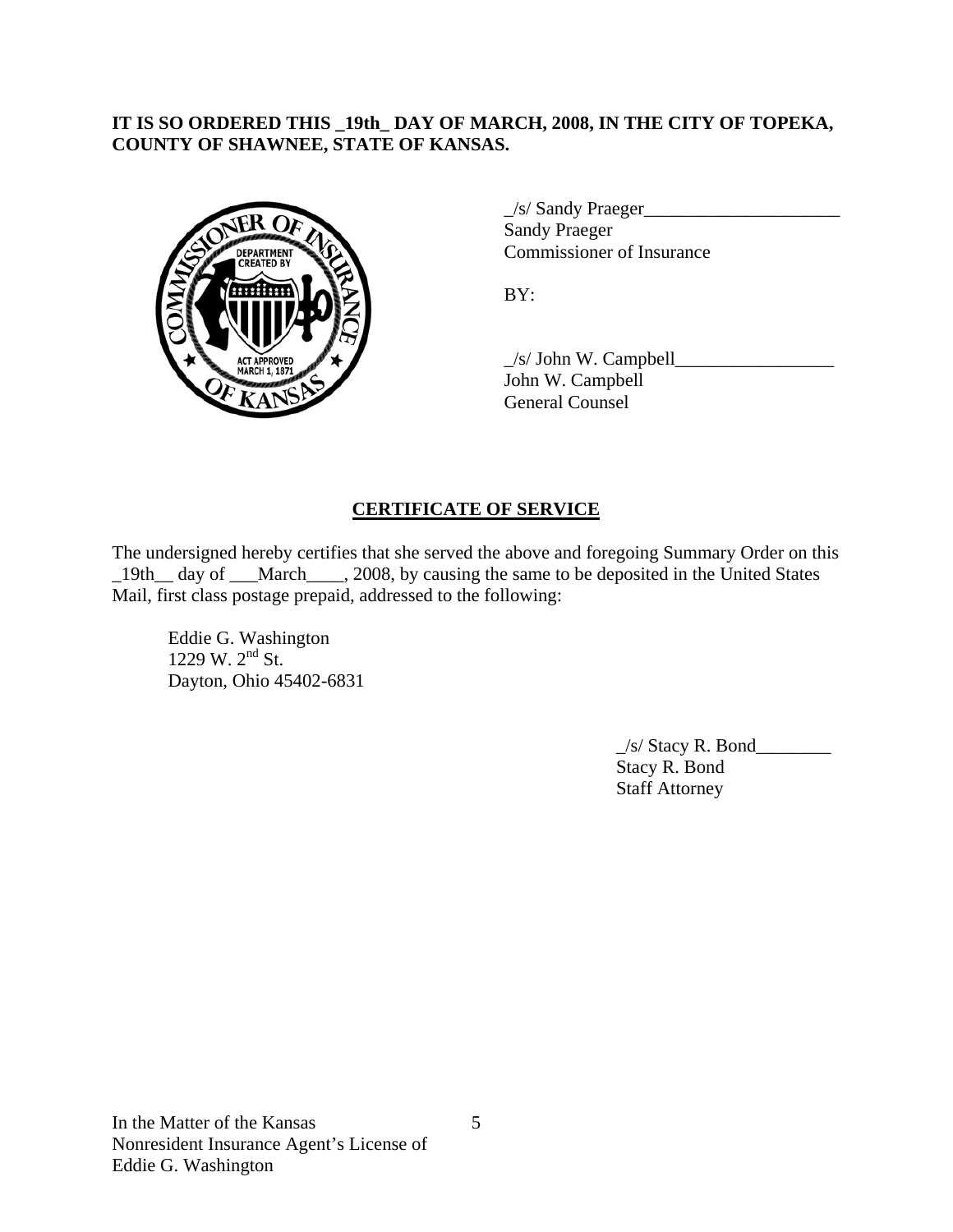**IT IS SO ORDERED THIS _19th_ DAY OF MARCH, 2008, IN THE CITY OF TOPEKA, COUNTY OF SHAWNEE, STATE OF KANSAS.**

_/s/ Sandy Praeger_____________________
Sandy Praeger
Commissioner of Insurance

BY:

_/s/ John W. Campbell_________________
John W. Campbell
General Counsel

## CERTIFICATE OF SERVICE

The undersigned hereby certifies that she served the above and foregoing Summary Order on this _19th__ day of ___March____, 2008, by causing the same to be deposited in the United States Mail, first class postage prepaid, addressed to the following:

Eddie G. Washington
1229 W. 2nd St.
Dayton, Ohio 45402-6831

_/s/ Stacy R. Bond________
Stacy R. Bond
Staff Attorney